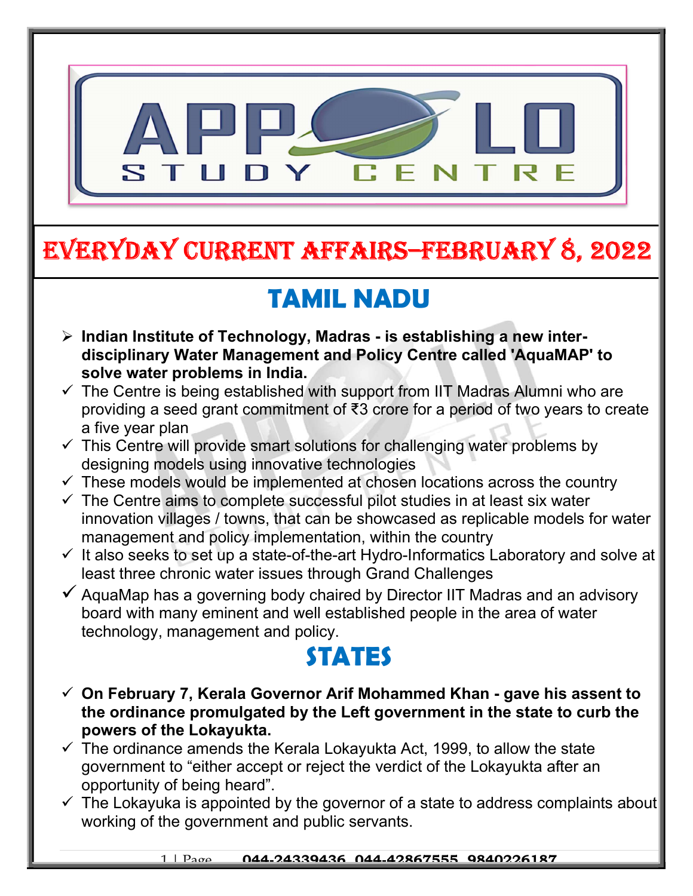# EVERYDAY CURRENT AFFAIRS–FEBRUARY 8, 2022

## TAMIL NADU

- **Indian Institute of Technology, Madras - is establishing a new inter-disciplinary Water Management and Policy Centre called 'AquaMAP' to solve water problems in India.**
- ✓ The Centre is being established with support from IIT Madras Alumni who are providing a seed grant commitment of ₹3 crore for a period of two years to create a five year plan
- ✓ This Centre will provide smart solutions for challenging water problems by designing models using innovative technologies
- ✓ These models would be implemented at chosen locations across the country
- ✓ The Centre aims to complete successful pilot studies in at least six water innovation villages / towns, that can be showcased as replicable models for water management and policy implementation, within the country
- ✓ It also seeks to set up a state-of-the-art Hydro-Informatics Laboratory and solve at least three chronic water issues through Grand Challenges
- ✓ AquaMap has a governing body chaired by Director IIT Madras and an advisory board with many eminent and well established people in the area of water technology, management and policy.

## STATES

- ✓ **On February 7, Kerala Governor Arif Mohammed Khan - gave his assent to the ordinance promulgated by the Left government in the state to curb the powers of the Lokayukta.**
- ✓ The ordinance amends the Kerala Lokayukta Act, 1999, to allow the state government to "either accept or reject the verdict of the Lokayukta after an opportunity of being heard".
- ✓ The Lokayuka is appointed by the governor of a state to address complaints about working of the government and public servants.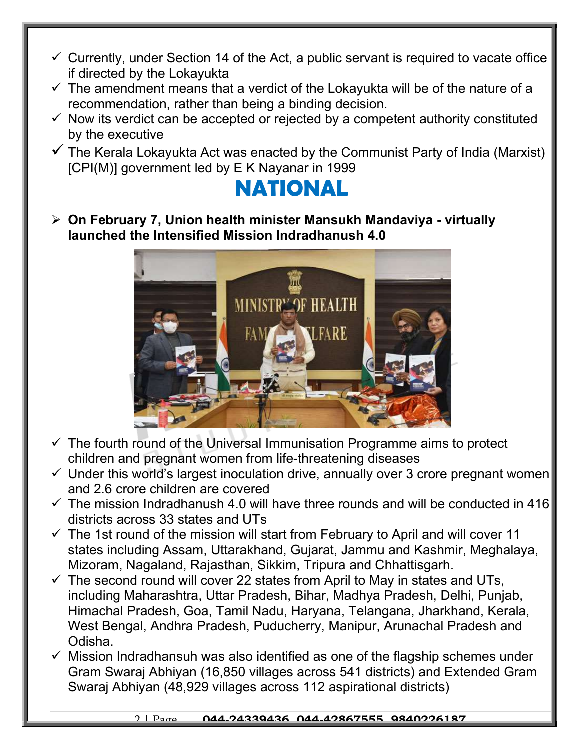- Currently, under Section 14 of the Act, a public servant is required to vacate office if directed by the Lokayukta
- The amendment means that a verdict of the Lokayukta will be of the nature of a recommendation, rather than being a binding decision.
- Now its verdict can be accepted or rejected by a competent authority constituted by the executive
- The Kerala Lokayukta Act was enacted by the Communist Party of India (Marxist) [CPI(M)] government led by E K Nayanar in 1999

# NATIONAL

- **On February 7, Union health minister Mansukh Mandaviya - virtually launched the Intensified Mission Indradhanush 4.0**

- The fourth round of the Universal Immunisation Programme aims to protect children and pregnant women from life-threatening diseases
- Under this world's largest inoculation drive, annually over 3 crore pregnant women and 2.6 crore children are covered
- The mission Indradhanush 4.0 will have three rounds and will be conducted in 416 districts across 33 states and UTs
- The 1st round of the mission will start from February to April and will cover 11 states including Assam, Uttarakhand, Gujarat, Jammu and Kashmir, Meghalaya, Mizoram, Nagaland, Rajasthan, Sikkim, Tripura and Chhattisgarh.
- The second round will cover 22 states from April to May in states and UTs, including Maharashtra, Uttar Pradesh, Bihar, Madhya Pradesh, Delhi, Punjab, Himachal Pradesh, Goa, Tamil Nadu, Haryana, Telangana, Jharkhand, Kerala, West Bengal, Andhra Pradesh, Puducherry, Manipur, Arunachal Pradesh and Odisha.
- Mission Indradhansuh was also identified as one of the flagship schemes under Gram Swaraj Abhiyan (16,850 villages across 541 districts) and Extended Gram Swaraj Abhiyan (48,929 villages across 112 aspirational districts)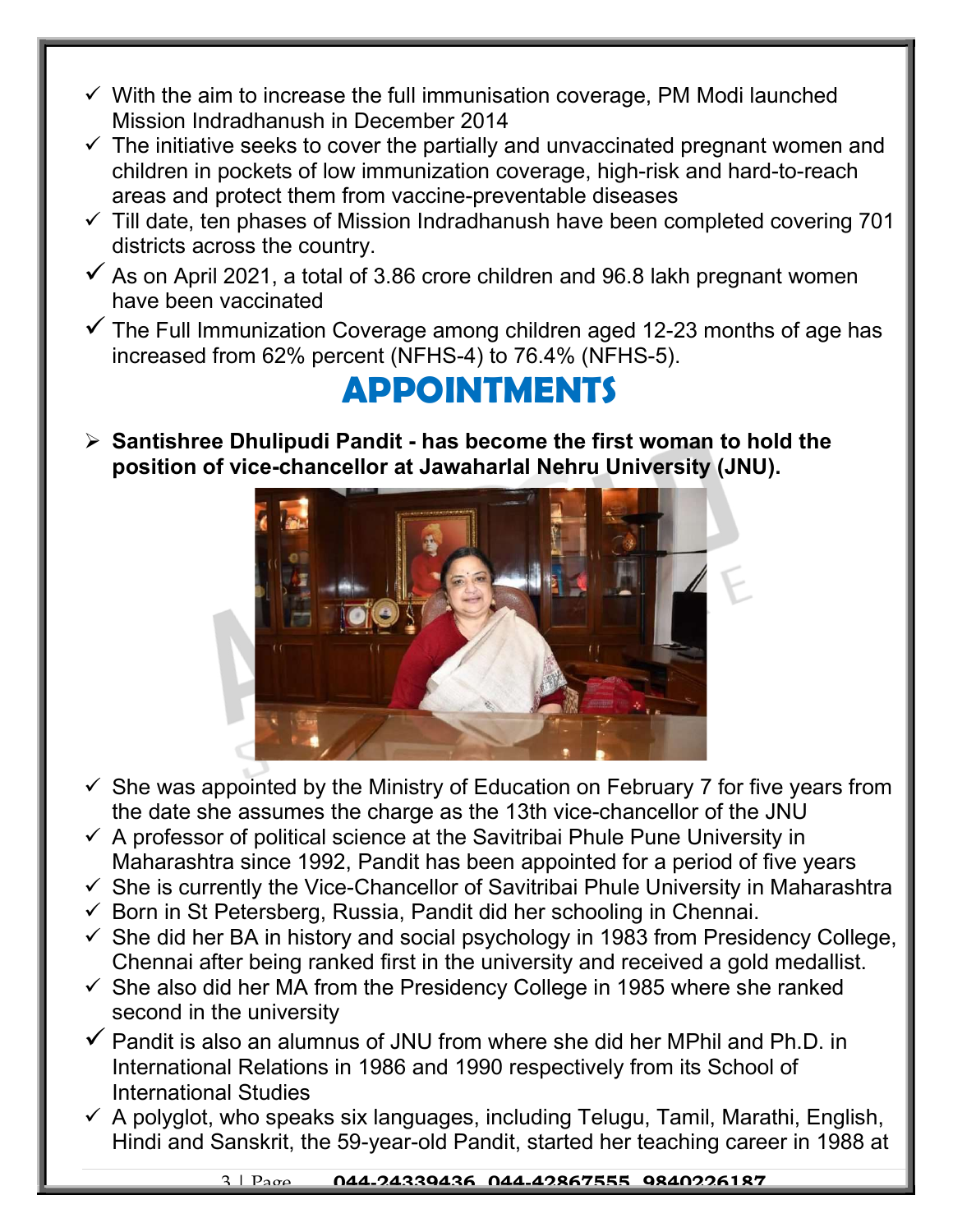- With the aim to increase the full immunisation coverage, PM Modi launched Mission Indradhanush in December 2014
- The initiative seeks to cover the partially and unvaccinated pregnant women and children in pockets of low immunization coverage, high-risk and hard-to-reach areas and protect them from vaccine-preventable diseases
- Till date, ten phases of Mission Indradhanush have been completed covering 701 districts across the country.
- As on April 2021, a total of 3.86 crore children and 96.8 lakh pregnant women have been vaccinated
- The Full Immunization Coverage among children aged 12-23 months of age has increased from 62% percent (NFHS-4) to 76.4% (NFHS-5).

# APPOINTMENTS

- **Santishree Dhulipudi Pandit - has become the first woman to hold the position of vice-chancellor at Jawaharlal Nehru University (JNU).**

- She was appointed by the Ministry of Education on February 7 for five years from the date she assumes the charge as the 13th vice-chancellor of the JNU
- A professor of political science at the Savitribai Phule Pune University in Maharashtra since 1992, Pandit has been appointed for a period of five years
- She is currently the Vice-Chancellor of Savitribai Phule University in Maharashtra
- Born in St Petersberg, Russia, Pandit did her schooling in Chennai.
- She did her BA in history and social psychology in 1983 from Presidency College, Chennai after being ranked first in the university and received a gold medallist.
- She also did her MA from the Presidency College in 1985 where she ranked second in the university
- Pandit is also an alumnus of JNU from where she did her MPhil and Ph.D. in International Relations in 1986 and 1990 respectively from its School of International Studies
- A polyglot, who speaks six languages, including Telugu, Tamil, Marathi, English, Hindi and Sanskrit, the 59-year-old Pandit, started her teaching career in 1988 at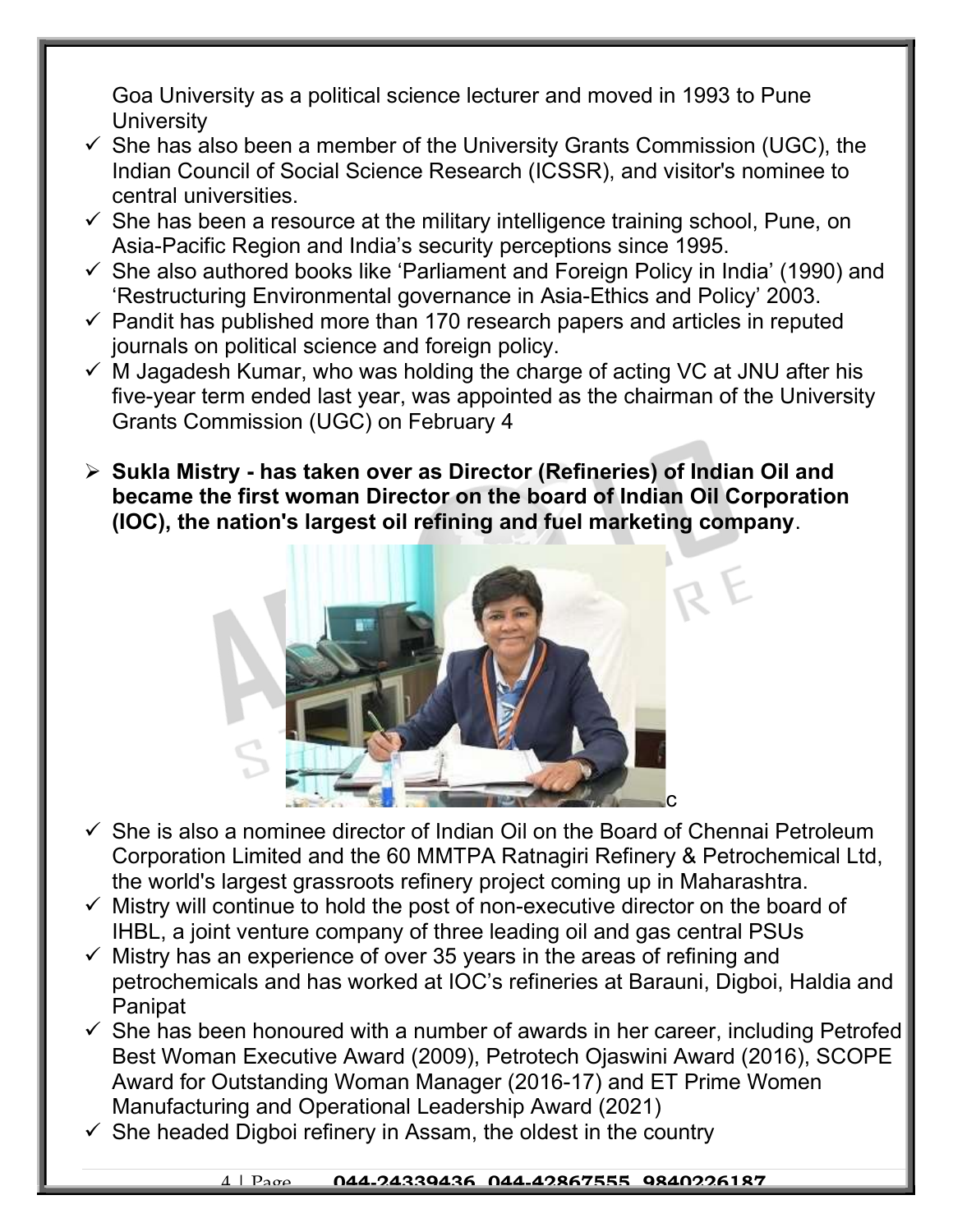Goa University as a political science lecturer and moved in 1993 to Pune University

- ✓ She has also been a member of the University Grants Commission (UGC), the Indian Council of Social Science Research (ICSSR), and visitor's nominee to central universities.
- ✓ She has been a resource at the military intelligence training school, Pune, on Asia-Pacific Region and India's security perceptions since 1995.
- ✓ She also authored books like 'Parliament and Foreign Policy in India' (1990) and 'Restructuring Environmental governance in Asia-Ethics and Policy' 2003.
- ✓ Pandit has published more than 170 research papers and articles in reputed journals on political science and foreign policy.
- ✓ M Jagadesh Kumar, who was holding the charge of acting VC at JNU after his five-year term ended last year, was appointed as the chairman of the University Grants Commission (UGC) on February 4

- **Sukla Mistry - has taken over as Director (Refineries) of Indian Oil and became the first woman Director on the board of Indian Oil Corporation (IOC), the nation's largest oil refining and fuel marketing company**.

c

- ✓ She is also a nominee director of Indian Oil on the Board of Chennai Petroleum Corporation Limited and the 60 MMTPA Ratnagiri Refinery & Petrochemical Ltd, the world's largest grassroots refinery project coming up in Maharashtra.
- ✓ Mistry will continue to hold the post of non-executive director on the board of IHBL, a joint venture company of three leading oil and gas central PSUs
- ✓ Mistry has an experience of over 35 years in the areas of refining and petrochemicals and has worked at IOC's refineries at Barauni, Digboi, Haldia and Panipat
- ✓ She has been honoured with a number of awards in her career, including Petrofed Best Woman Executive Award (2009), Petrotech Ojaswini Award (2016), SCOPE Award for Outstanding Woman Manager (2016-17) and ET Prime Women Manufacturing and Operational Leadership Award (2021)
- ✓ She headed Digboi refinery in Assam, the oldest in the country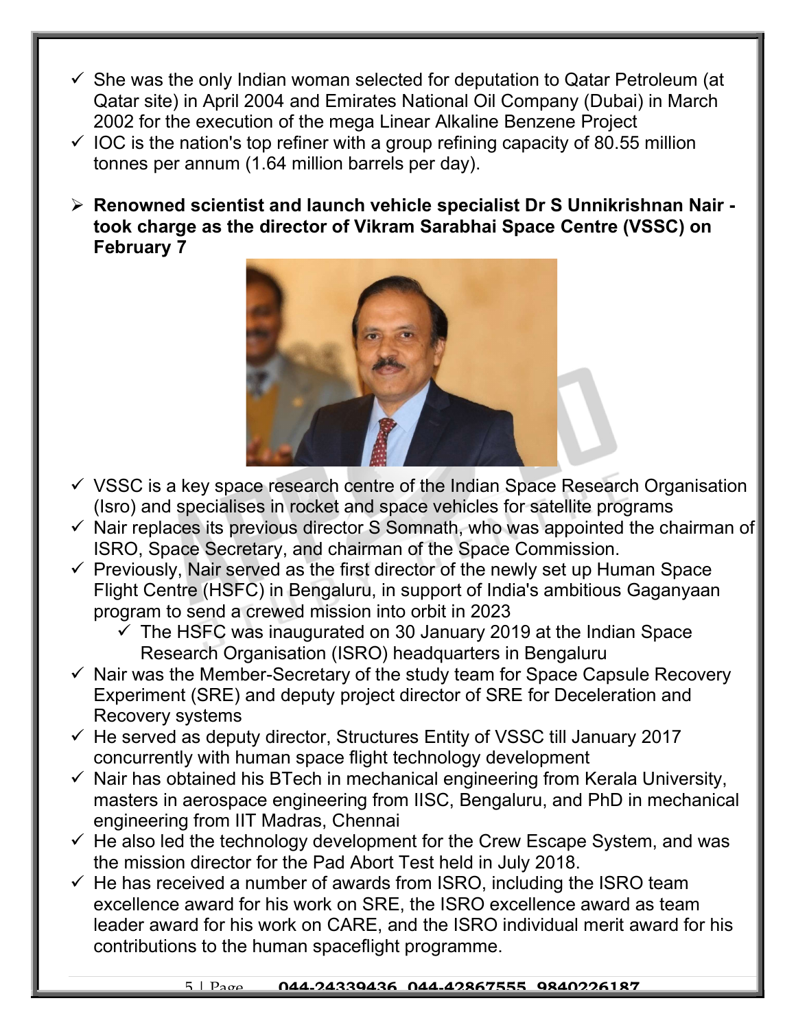- ✓ She was the only Indian woman selected for deputation to Qatar Petroleum (at Qatar site) in April 2004 and Emirates National Oil Company (Dubai) in March 2002 for the execution of the mega Linear Alkaline Benzene Project
- ✓ IOC is the nation's top refiner with a group refining capacity of 80.55 million tonnes per annum (1.64 million barrels per day).

- **Renowned scientist and launch vehicle specialist Dr S Unnikrishnan Nair - took charge as the director of Vikram Sarabhai Space Centre (VSSC) on February 7**

- ✓ VSSC is a key space research centre of the Indian Space Research Organisation (Isro) and specialises in rocket and space vehicles for satellite programs
- ✓ Nair replaces its previous director S Somnath, who was appointed the chairman of ISRO, Space Secretary, and chairman of the Space Commission.
- ✓ Previously, Nair served as the first director of the newly set up Human Space Flight Centre (HSFC) in Bengaluru, in support of India's ambitious Gaganyaan program to send a crewed mission into orbit in 2023
  - ✓ The HSFC was inaugurated on 30 January 2019 at the Indian Space Research Organisation (ISRO) headquarters in Bengaluru
- ✓ Nair was the Member-Secretary of the study team for Space Capsule Recovery Experiment (SRE) and deputy project director of SRE for Deceleration and Recovery systems
- ✓ He served as deputy director, Structures Entity of VSSC till January 2017 concurrently with human space flight technology development
- ✓ Nair has obtained his BTech in mechanical engineering from Kerala University, masters in aerospace engineering from IISC, Bengaluru, and PhD in mechanical engineering from IIT Madras, Chennai
- ✓ He also led the technology development for the Crew Escape System, and was the mission director for the Pad Abort Test held in July 2018.
- ✓ He has received a number of awards from ISRO, including the ISRO team excellence award for his work on SRE, the ISRO excellence award as team leader award for his work on CARE, and the ISRO individual merit award for his contributions to the human spaceflight programme.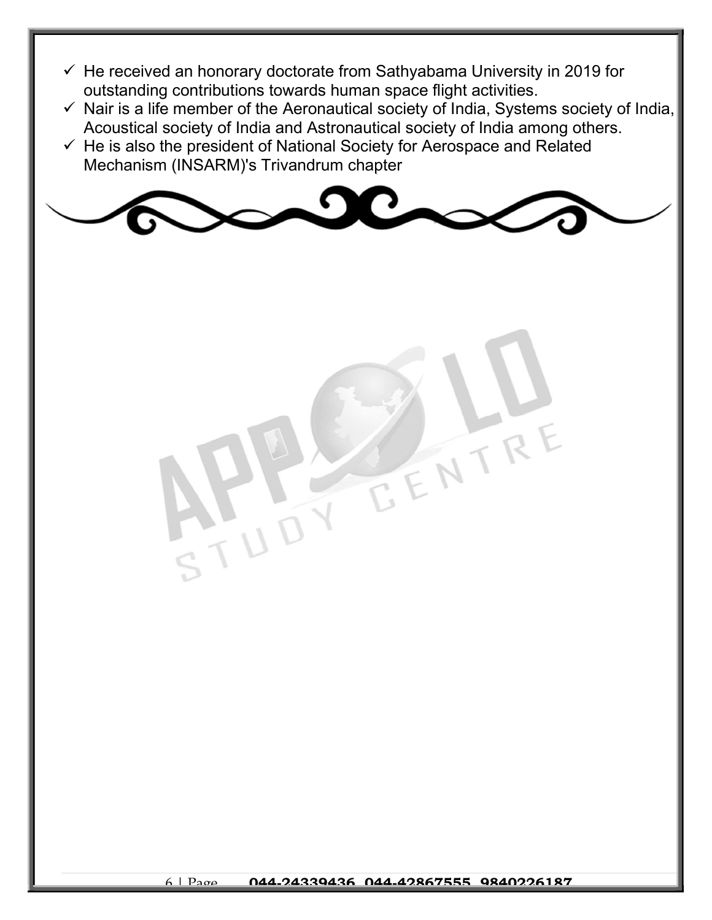- ✓ He received an honorary doctorate from Sathyabama University in 2019 for outstanding contributions towards human space flight activities.
- ✓ Nair is a life member of the Aeronautical society of India, Systems society of India, Acoustical society of India and Astronautical society of India among others.
- ✓ He is also the president of National Society for Aerospace and Related Mechanism (INSARM)'s Trivandrum chapter